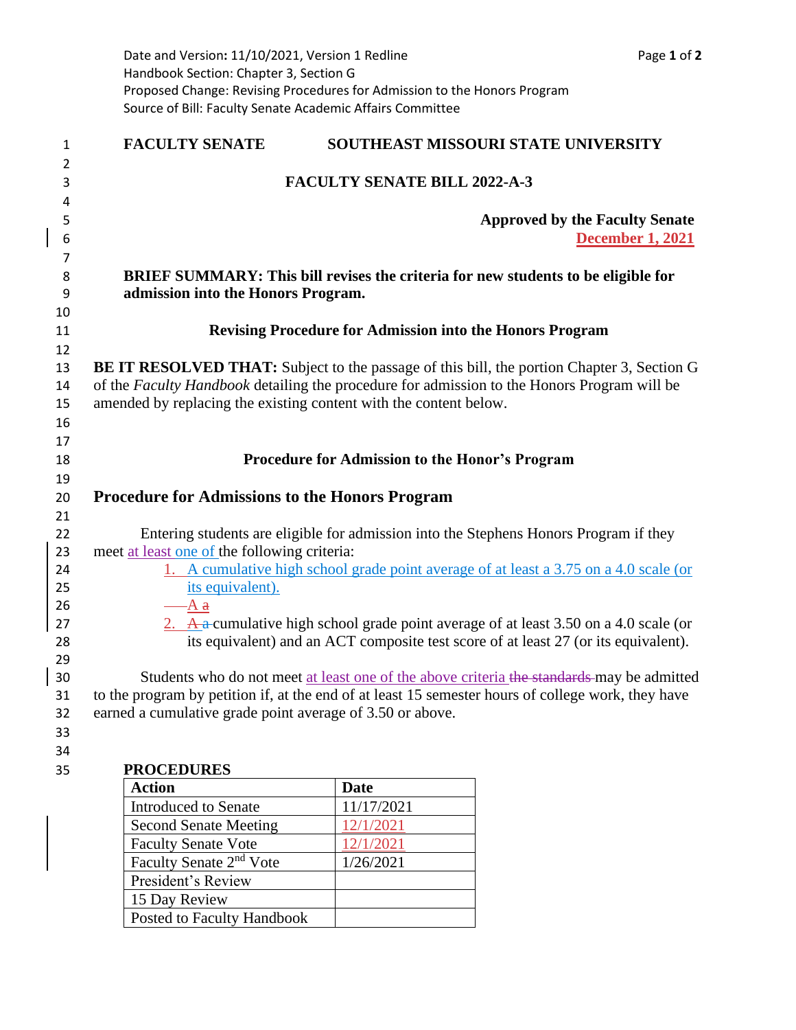Date and Version: 11/10/2021, Version 1 Redline
Handbook Section: Chapter 3, Section G
Proposed Change: Revising Procedures for Admission to the Honors Program
Source of Bill: Faculty Senate Academic Affairs Committee

**FACULTY SENATE SOUTHEAST MISSOURI STATE UNIVERSITY**

**FACULTY SENATE BILL 2022-A-3**

**Approved by the Faculty Senate**
**December 1, 2021**

**BRIEF SUMMARY: This bill revises the criteria for new students to be eligible for admission into the Honors Program.**

**Revising Procedure for Admission into the Honors Program**

**BE IT RESOLVED THAT:** Subject to the passage of this bill, the portion Chapter 3, Section G of the *Faculty Handbook* detailing the procedure for admission to the Honors Program will be amended by replacing the existing content with the content below.

**Procedure for Admission to the Honor's Program**

## Procedure for Admissions to the Honors Program

Entering students are eligible for admission into the Stephens Honors Program if they meet at least one of the following criteria:

1. A cumulative high school grade point average of at least a 3.75 on a 4.0 scale (or its equivalent).
   ~~A a~~
2. A ~~a~~ cumulative high school grade point average of at least 3.50 on a 4.0 scale (or its equivalent) and an ACT composite test score of at least 27 (or its equivalent).

Students who do not meet at least one of the above criteria ~~the standards~~ may be admitted to the program by petition if, at the end of at least 15 semester hours of college work, they have earned a cumulative grade point average of 3.50 or above.

**PROCEDURES**

| Action | Date |
|---|---|
| Introduced to Senate | 11/17/2021 |
| Second Senate Meeting | 12/1/2021 |
| Faculty Senate Vote | 12/1/2021 |
| Faculty Senate 2nd Vote | 1/26/2021 |
| President's Review | |
| 15 Day Review | |
| Posted to Faculty Handbook | |